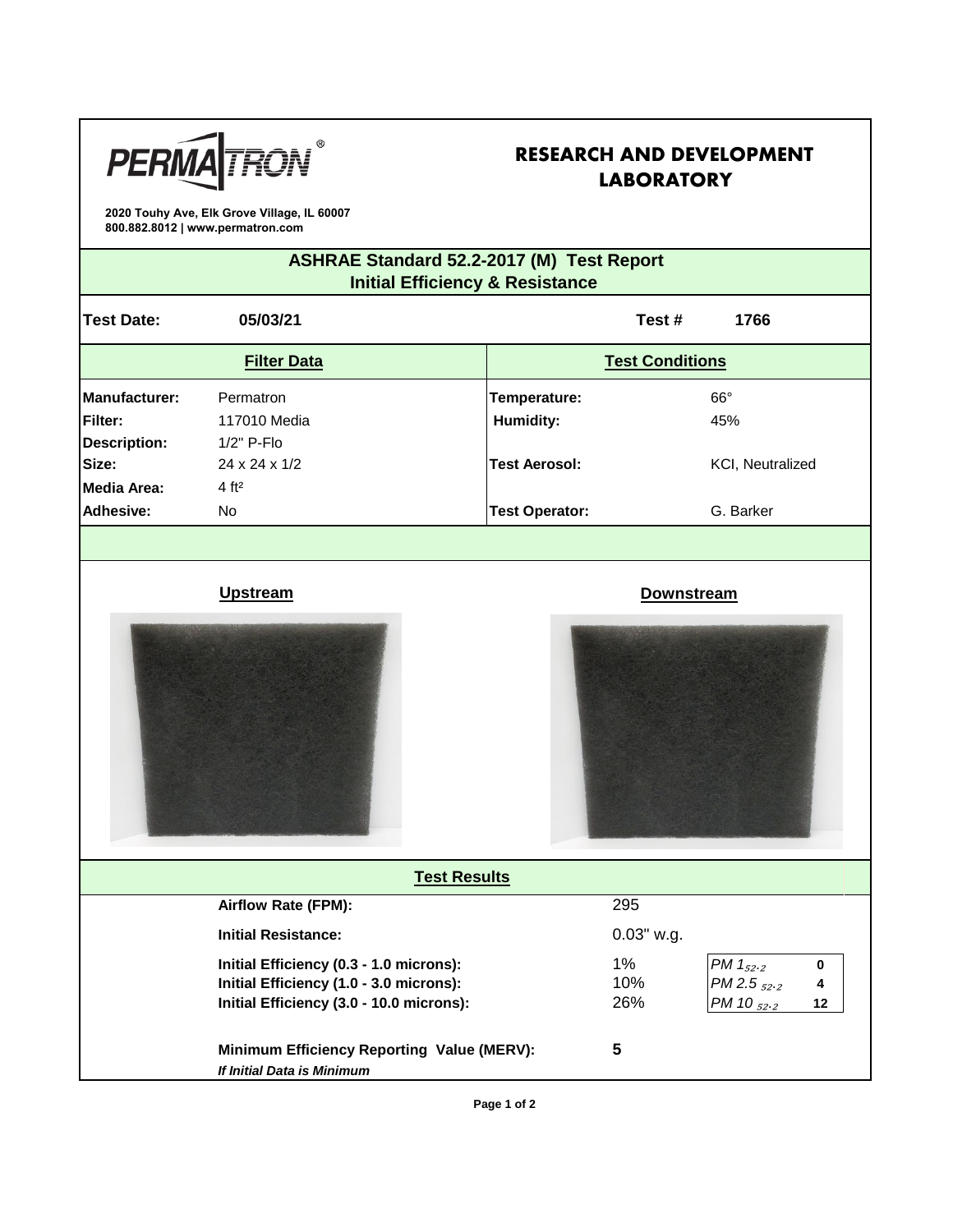PERMATRON®

2020 Touhy Ave, Elk Grove Village, IL 60007
800.882.8012 | www.permatron.com

# RESEARCH AND DEVELOPMENT LABORATORY

## ASHRAE Standard 52.2-2017 (M) Test Report
### Initial Efficiency & Resistance

**Test Date:** 05/03/21 **Test #** 1766

| **Filter Data** | | **Test Conditions** | |
|---|---|---|---|
| **Manufacturer:** | Permatron | **Temperature:** | 66° |
| **Filter:** | 117010 Media | **Humidity:** | 45% |
| **Description:** | 1/2" P-Flo | | |
| **Size:** | 24 x 24 x 1/2 | **Test Aerosol:** | KCl, Neutralized |
| **Media Area:** | 4 ft² | | |
| **Adhesive:** | No | **Test Operator:** | G. Barker |

**Upstream** **Downstream**

### Test Results

| | | | |
|---|---|---|---|
| **Airflow Rate (FPM):** | 295 | | |
| **Initial Resistance:** | 0.03" w.g. | | |
| **Initial Efficiency (0.3 - 1.0 microns):** | 1% | *PM $1_{52.2}$* | 0 |
| **Initial Efficiency (1.0 - 3.0 microns):** | 10% | *PM $2.5_{52.2}$* | 4 |
| **Initial Efficiency (3.0 - 10.0 microns):** | 26% | *PM $10_{52.2}$* | 12 |
| **Minimum Efficiency Reporting Value (MERV):** | 5 | | |

***If Initial Data is Minimum***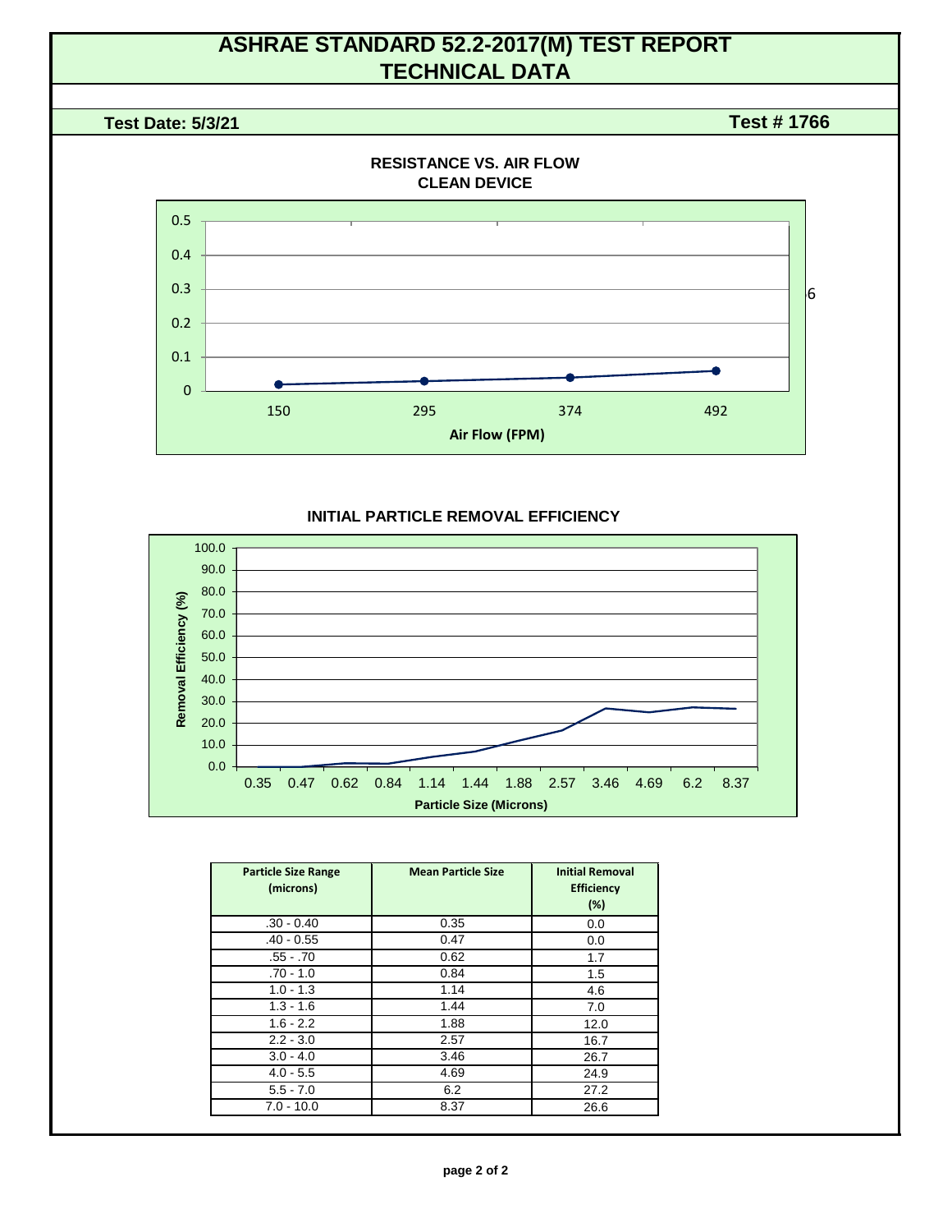# ASHRAE STANDARD 52.2-2017(M) TEST REPORT
# TECHNICAL DATA

**Test Date: 5/3/21** **Test # 1766**

**RESISTANCE VS. AIR FLOW**
**CLEAN DEVICE**

| Air Flow (FPM) | 150 | 295 | 374 | 492 |
|---|---|---|---|---|

**INITIAL PARTICLE REMOVAL EFFICIENCY**

| Particle Size Range (microns) | Mean Particle Size | Initial Removal Efficiency (%) |
|---|---|---|
| .30 - 0.40 | 0.35 | 0.0 |
| .40 - 0.55 | 0.47 | 0.0 |
| .55 - .70 | 0.62 | 1.7 |
| .70 - 1.0 | 0.84 | 1.5 |
| 1.0 - 1.3 | 1.14 | 4.6 |
| 1.3 - 1.6 | 1.44 | 7.0 |
| 1.6 - 2.2 | 1.88 | 12.0 |
| 2.2 - 3.0 | 2.57 | 16.7 |
| 3.0 - 4.0 | 3.46 | 26.7 |
| 4.0 - 5.5 | 4.69 | 24.9 |
| 5.5 - 7.0 | 6.2 | 27.2 |
| 7.0 - 10.0 | 8.37 | 26.6 |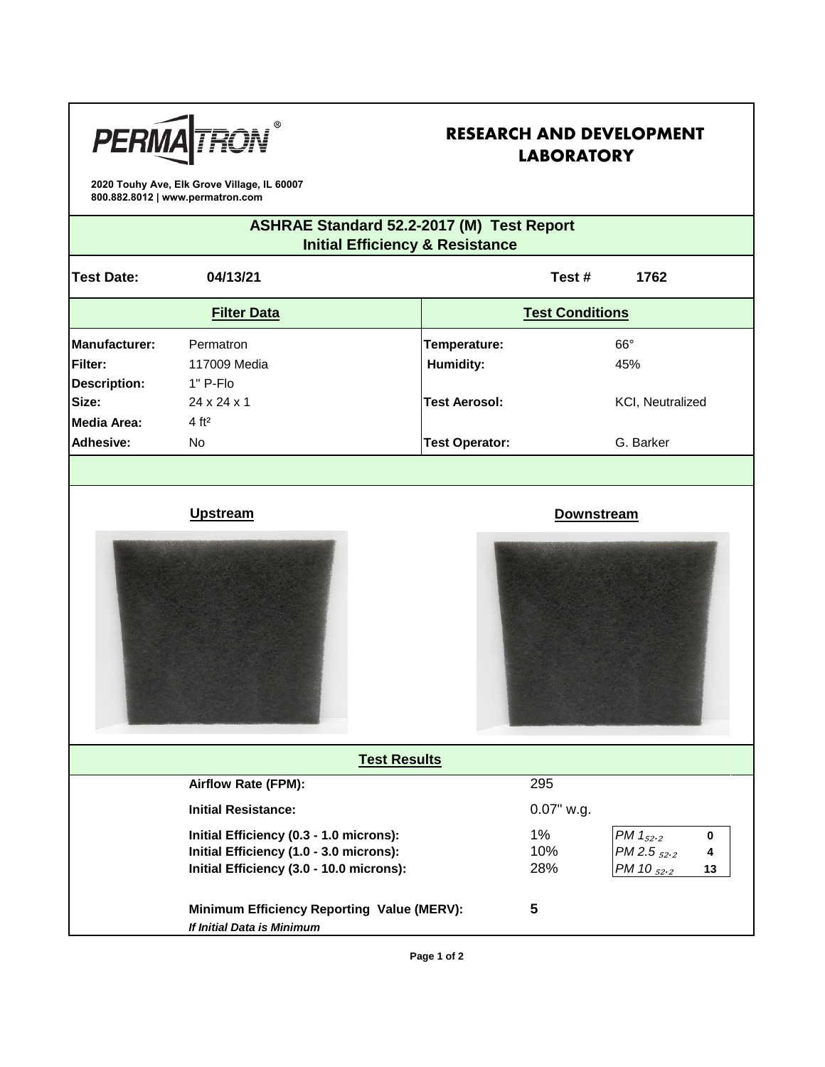PERMATRON®

2020 Touhy Ave, Elk Grove Village, IL 60007
800.882.8012 | www.permatron.com

# RESEARCH AND DEVELOPMENT LABORATORY

## ASHRAE Standard 52.2-2017 (M) Test Report
## Initial Efficiency & Resistance

**Test Date:** 04/13/21 **Test #** 1762

| **Filter Data** | | **Test Conditions** | |
|---|---|---|---|
| **Manufacturer:** | Permatron | **Temperature:** | 66° |
| **Filter:** | 117009 Media | **Humidity:** | 45% |
| **Description:** | 1" P-Flo | | |
| **Size:** | 24 x 24 x 1 | **Test Aerosol:** | KCI, Neutralized |
| **Media Area:** | 4 ft² | | |
| **Adhesive:** | No | **Test Operator:** | G. Barker |

**Upstream** **Downstream**

### Test Results

| | | | |
|---|---|---|---|
| **Airflow Rate (FPM):** | 295 | | |
| **Initial Resistance:** | 0.07" w.g. | | |
| **Initial Efficiency (0.3 - 1.0 microns):** | 1% | *PM $1_{52.2}$* | **0** |
| **Initial Efficiency (1.0 - 3.0 microns):** | 10% | *PM $2.5_{52.2}$* | **4** |
| **Initial Efficiency (3.0 - 10.0 microns):** | 28% | *PM $10_{52.2}$* | **13** |
| **Minimum Efficiency Reporting Value (MERV):** | **5** | | |

***If Initial Data is Minimum***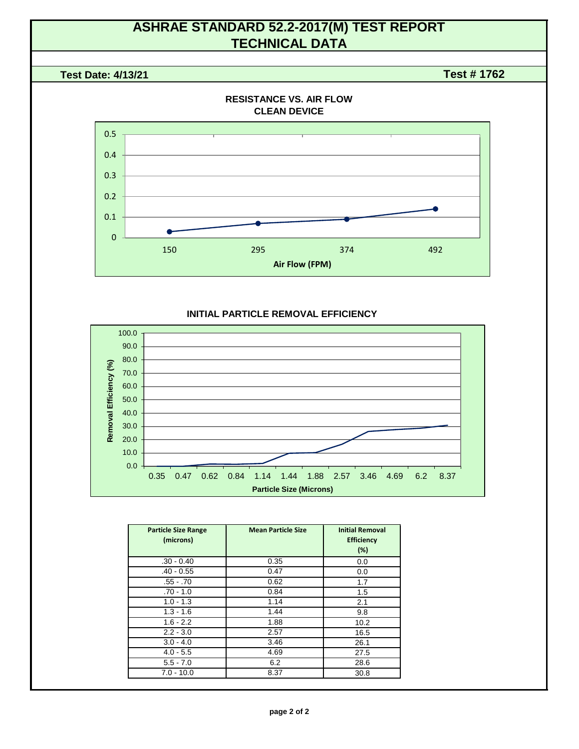# ASHRAE STANDARD 52.2-2017(M) TEST REPORT
# TECHNICAL DATA

**Test Date: 4/13/21** **Test # 1762**

### RESISTANCE VS. AIR FLOW
### CLEAN DEVICE

| Air Flow (FPM) | Resistance |
|---|---|
| 150 | 0.03 |
| 295 | 0.07 |
| 374 | 0.09 |
| 492 | 0.14 |

### INITIAL PARTICLE REMOVAL EFFICIENCY

| Particle Size Range (microns) | Mean Particle Size | Initial Removal Efficiency (%) |
|---|---|---|
| .30 - 0.40 | 0.35 | 0.0 |
| .40 - 0.55 | 0.47 | 0.0 |
| .55 - .70 | 0.62 | 1.7 |
| .70 - 1.0 | 0.84 | 1.5 |
| 1.0 - 1.3 | 1.14 | 2.1 |
| 1.3 - 1.6 | 1.44 | 9.8 |
| 1.6 - 2.2 | 1.88 | 10.2 |
| 2.2 - 3.0 | 2.57 | 16.5 |
| 3.0 - 4.0 | 3.46 | 26.1 |
| 4.0 - 5.5 | 4.69 | 27.5 |
| 5.5 - 7.0 | 6.2 | 28.6 |
| 7.0 - 10.0 | 8.37 | 30.8 |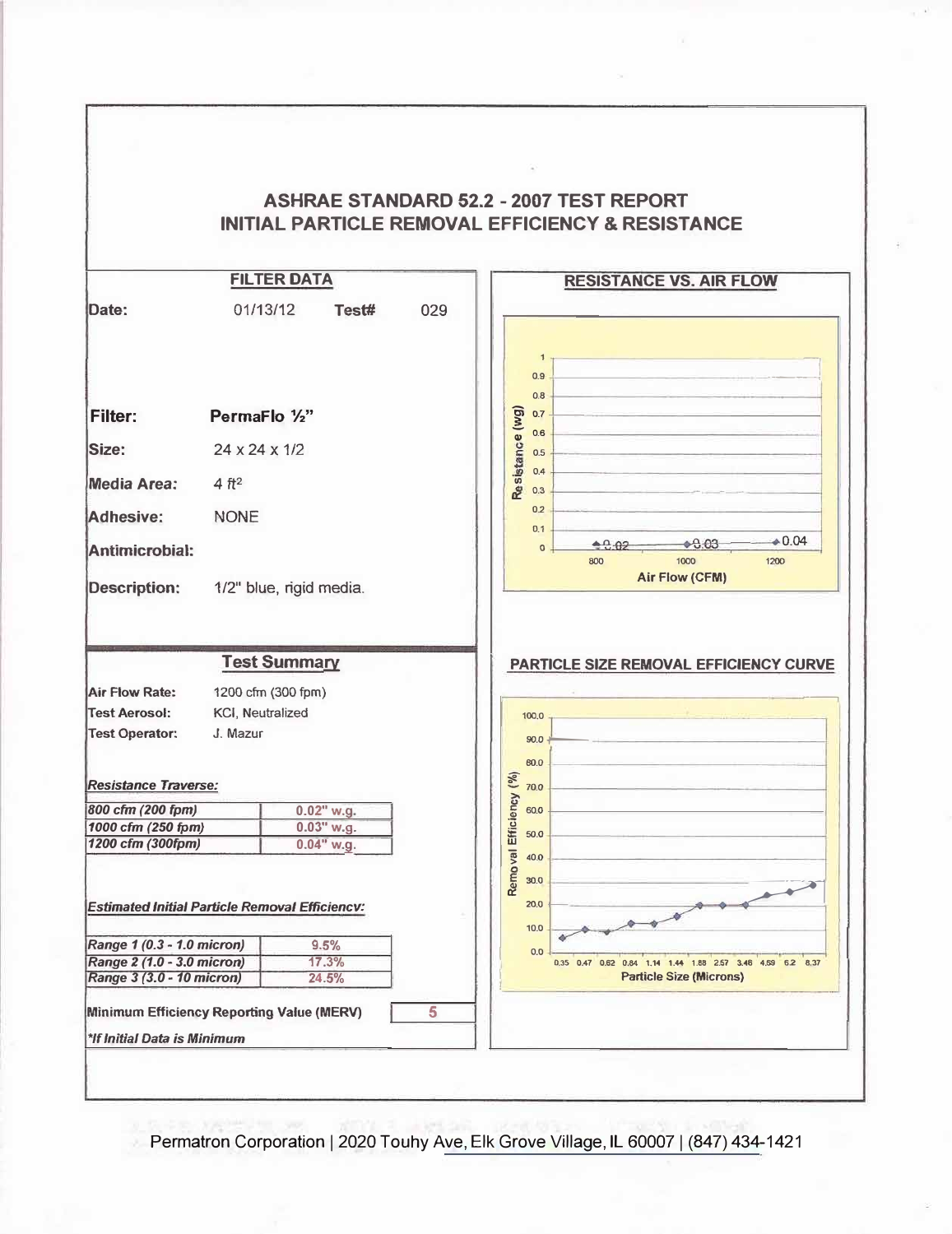# ASHRAE STANDARD 52.2 - 2007 TEST REPORT
# INITIAL PARTICLE REMOVAL EFFICIENCY & RESISTANCE

## FILTER DATA

**Date:** 01/13/12 **Test#** 029

**Filter:** **PermaFlo ½"**

**Size:** 24 x 24 x 1/2

**Media Area:** 4 ft²

**Adhesive:** NONE

**Antimicrobial:**

**Description:** 1/2" blue, rigid media.

## Test Summary

**Air Flow Rate:** 1200 cfm (300 fpm)
**Test Aerosol:** KCl, Neutralized
**Test Operator:** J. Mazur

***Resistance Traverse:***

| | |
|---|---|
| *800 cfm (200 fpm)* | 0.02" w.g. |
| *1000 cfm (250 fpm)* | 0.03" w.g. |
| *1200 cfm (300fpm)* | 0.04" w.g. |

***Estimated Initial Particle Removal Efficiencv:***

| | |
|---|---|
| *Range 1 (0.3 - 1.0 micron)* | 9.5% |
| *Range 2 (1.0 - 3.0 micron)* | 17.3% |
| *Range 3 (3.0 - 10 micron)* | 24.5% |

**Minimum Efficiency Reporting Value (MERV)** 5

***If Initial Data is Minimum***

## RESISTANCE VS. AIR FLOW

Resistance (wg) vs. Air Flow (CFM): 800 – 0.02; 1000 – 0.03; 1200 – 0.04

## PARTICLE SIZE REMOVAL EFFICIENCY CURVE

Removal Efficiency (%) vs. Particle Size (Microns): 0.35, 0.47, 0.62, 0.84, 1.14, 1.44, 1.88, 2.57, 3.46, 4.59, 6.2, 8.37

Permatron Corporation | 2020 Touhy Ave, Elk Grove Village, IL 60007 | (847) 434-1421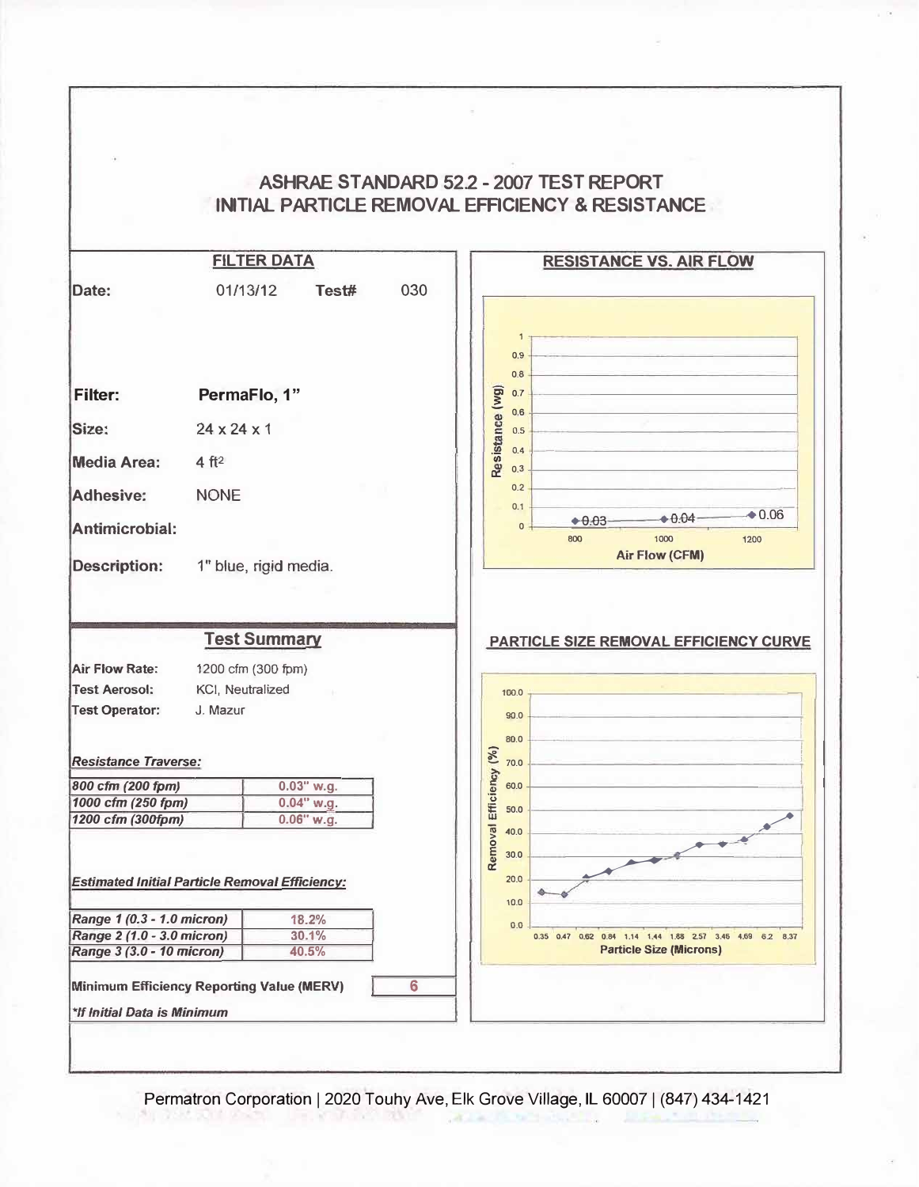# ASHRAE STANDARD 52.2 - 2007 TEST REPORT
## INITIAL PARTICLE REMOVAL EFFICIENCY & RESISTANCE

### FILTER DATA

**Date:** 01/13/12 **Test#** 030

**Filter:** **PermaFlo, 1"**

**Size:** 24 x 24 x 1

**Media Area:** 4 ft²

**Adhesive:** NONE

**Antimicrobial:**

**Description:** 1" blue, rigid media.

### Test Summary

**Air Flow Rate:** 1200 cfm (300 fpm)

**Test Aerosol:** KCl, Neutralized

**Test Operator:** J. Mazur

***Resistance Traverse:***

| | |
|---|---|
| *800 cfm (200 fpm)* | 0.03" w.g. |
| *1000 cfm (250 fpm)* | 0.04" w.g. |
| *1200 cfm (300fpm)* | 0.06" w.g. |

***Estimated Initial Particle Removal Efficiency:***

| | |
|---|---|
| *Range 1 (0.3 - 1.0 micron)* | 18.2% |
| *Range 2 (1.0 - 3.0 micron)* | 30.1% |
| *Range 3 (3.0 - 10 micron)* | 40.5% |

**Minimum Efficiency Reporting Value (MERV)** 6

***If Initial Data is Minimum**

### RESISTANCE VS. AIR FLOW

Resistance (wg)

1
0.9
0.8
0.7
0.6
0.5
0.4
0.3
0.2
0.1
0

0.03
0.04
0.06

800
1000
1200

Air Flow (CFM)

### PARTICLE SIZE REMOVAL EFFICIENCY CURVE

Removal Efficiency (%)

100.0
90.0
80.0
70.0
60.0
50.0
40.0
30.0
20.0
10.0
0.0

0.35 0.47 0.62 0.84 1.14 1.44 1.88 2.57 3.46 4.69 6.2 8.37

Particle Size (Microns)

Permatron Corporation | 2020 Touhy Ave, Elk Grove Village, IL 60007 | (847) 434-1421